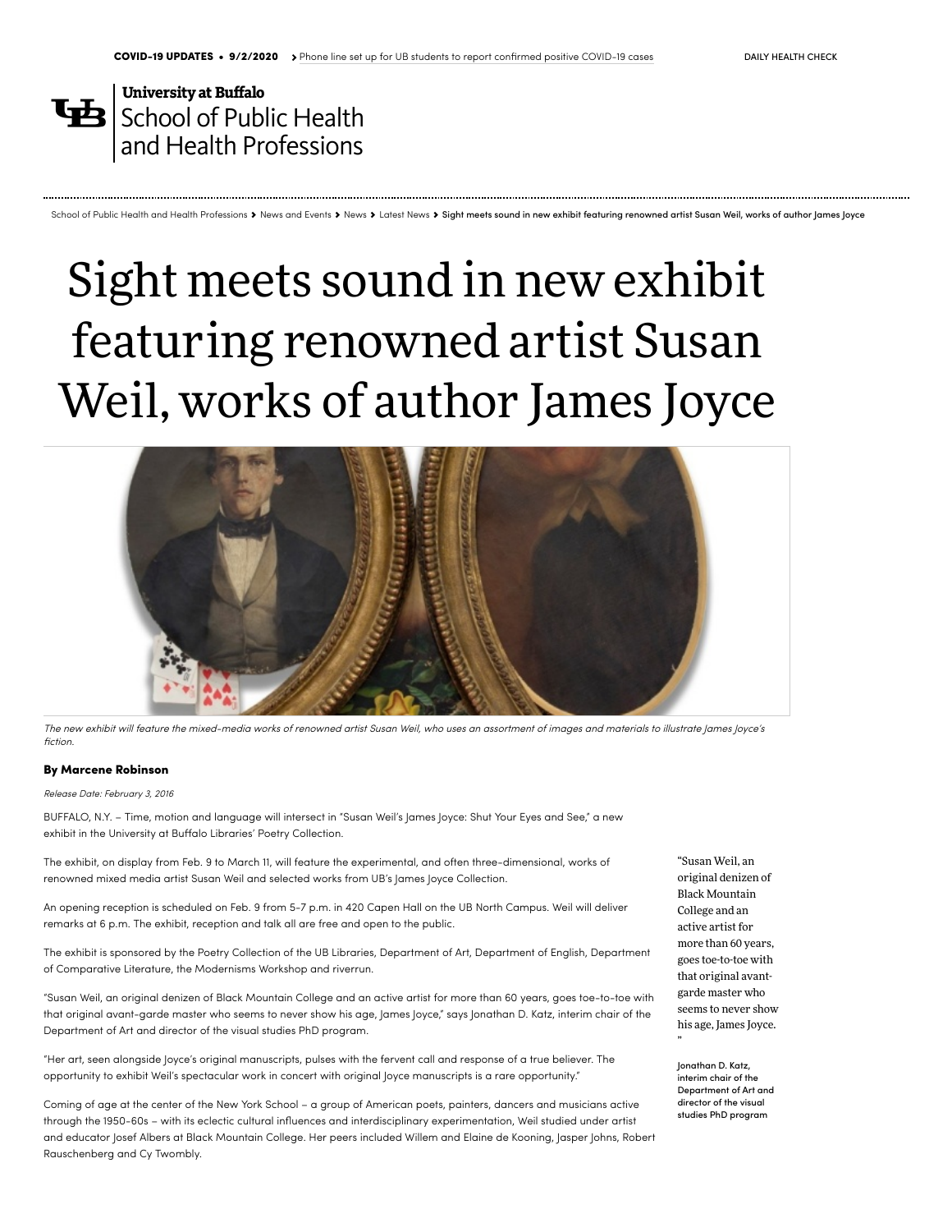COVID-19 UPDATES • 9/2/2020 › Phone line set up for UB students to report confirmed positive COVID-19 cases DAILY HEALTH CHECK

University at Buffalo
School of Public Health and Health Professions

School of Public Health and Health Professions › News and Events › News › Latest News › Sight meets sound in new exhibit featuring renowned artist Susan Weil, works of author James Joyce

# Sight meets sound in new exhibit featuring renowned artist Susan Weil, works of author James Joyce

*The new exhibit will feature the mixed-media works of renowned artist Susan Weil, who uses an assortment of images and materials to illustrate James Joyce's fiction.*

**By Marcene Robinson**

*Release Date: February 3, 2016*

BUFFALO, N.Y. – Time, motion and language will intersect in "Susan Weil's James Joyce: Shut Your Eyes and See," a new exhibit in the University at Buffalo Libraries' Poetry Collection.

The exhibit, on display from Feb. 9 to March 11, will feature the experimental, and often three-dimensional, works of renowned mixed media artist Susan Weil and selected works from UB's James Joyce Collection.

An opening reception is scheduled on Feb. 9 from 5-7 p.m. in 420 Capen Hall on the UB North Campus. Weil will deliver remarks at 6 p.m. The exhibit, reception and talk all are free and open to the public.

The exhibit is sponsored by the Poetry Collection of the UB Libraries, Department of Art, Department of English, Department of Comparative Literature, the Modernisms Workshop and riverrun.

"Susan Weil, an original denizen of Black Mountain College and an active artist for more than 60 years, goes toe-to-toe with that original avant-garde master who seems to never show his age, James Joyce," says Jonathan D. Katz, interim chair of the Department of Art and director of the visual studies PhD program.

"Her art, seen alongside Joyce's original manuscripts, pulses with the fervent call and response of a true believer. The opportunity to exhibit Weil's spectacular work in concert with original Joyce manuscripts is a rare opportunity."

> "Susan Weil, an original denizen of Black Mountain College and an active artist for more than 60 years, goes toe-to-toe with that original avant-garde master who seems to never show his age, James Joyce."
>
> Jonathan D. Katz, interim chair of the Department of Art and director of the visual studies PhD program

Coming of age at the center of the New York School – a group of American poets, painters, dancers and musicians active through the 1950-60s – with its eclectic cultural influences and interdisciplinary experimentation, Weil studied under artist and educator Josef Albers at Black Mountain College. Her peers included Willem and Elaine de Kooning, Jasper Johns, Robert Rauschenberg and Cy Twombly.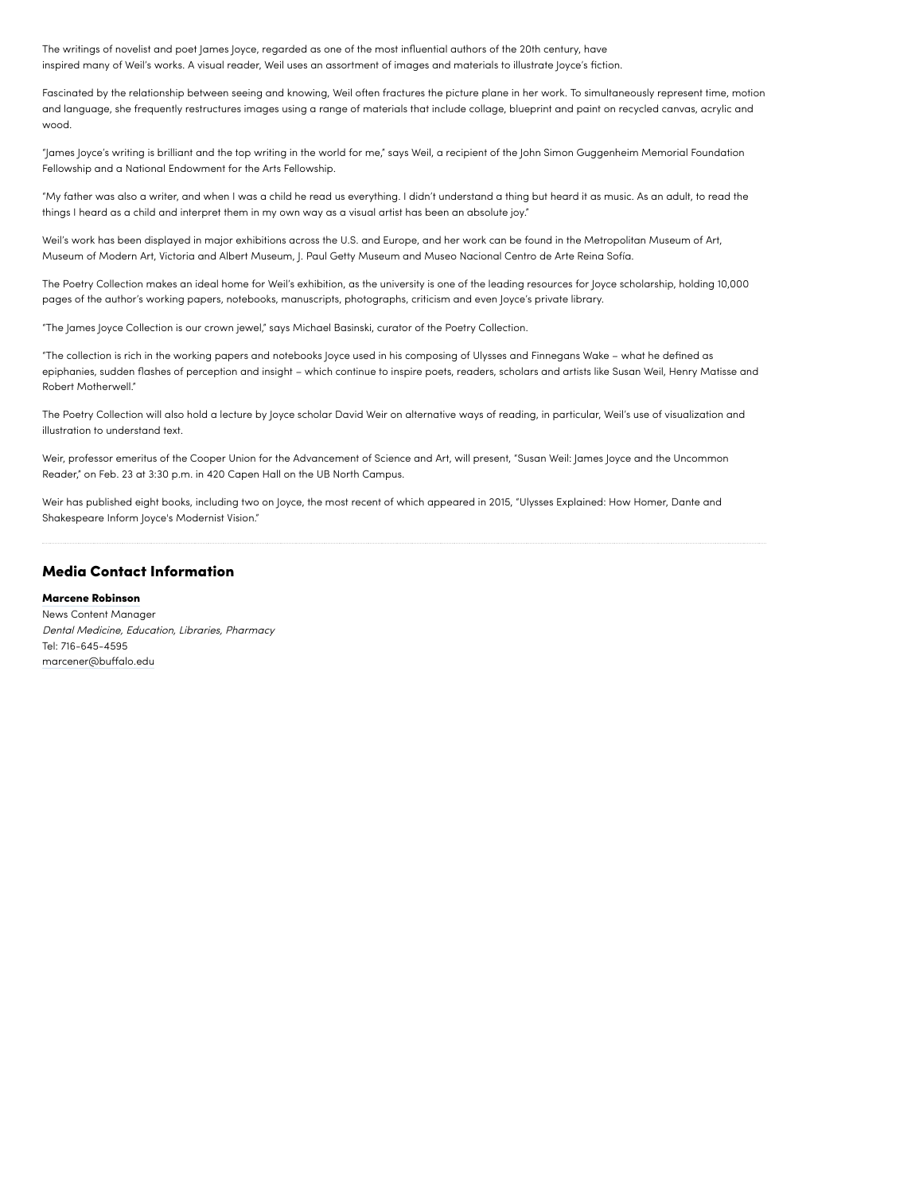The writings of novelist and poet James Joyce, regarded as one of the most influential authors of the 20th century, have inspired many of Weil's works. A visual reader, Weil uses an assortment of images and materials to illustrate Joyce's fiction.

Fascinated by the relationship between seeing and knowing, Weil often fractures the picture plane in her work. To simultaneously represent time, motion and language, she frequently restructures images using a range of materials that include collage, blueprint and paint on recycled canvas, acrylic and wood.

"James Joyce's writing is brilliant and the top writing in the world for me," says Weil, a recipient of the John Simon Guggenheim Memorial Foundation Fellowship and a National Endowment for the Arts Fellowship.

"My father was also a writer, and when I was a child he read us everything. I didn't understand a thing but heard it as music. As an adult, to read the things I heard as a child and interpret them in my own way as a visual artist has been an absolute joy."

Weil's work has been displayed in major exhibitions across the U.S. and Europe, and her work can be found in the Metropolitan Museum of Art, Museum of Modern Art, Victoria and Albert Museum, J. Paul Getty Museum and Museo Nacional Centro de Arte Reina Sofía.

The Poetry Collection makes an ideal home for Weil's exhibition, as the university is one of the leading resources for Joyce scholarship, holding 10,000 pages of the author's working papers, notebooks, manuscripts, photographs, criticism and even Joyce's private library.

"The James Joyce Collection is our crown jewel," says Michael Basinski, curator of the Poetry Collection.

"The collection is rich in the working papers and notebooks Joyce used in his composing of Ulysses and Finnegans Wake – what he defined as epiphanies, sudden flashes of perception and insight – which continue to inspire poets, readers, scholars and artists like Susan Weil, Henry Matisse and Robert Motherwell."

The Poetry Collection will also hold a lecture by Joyce scholar David Weir on alternative ways of reading, in particular, Weil's use of visualization and illustration to understand text.

Weir, professor emeritus of the Cooper Union for the Advancement of Science and Art, will present, "Susan Weil: James Joyce and the Uncommon Reader," on Feb. 23 at 3:30 p.m. in 420 Capen Hall on the UB North Campus.

Weir has published eight books, including two on Joyce, the most recent of which appeared in 2015, "Ulysses Explained: How Homer, Dante and Shakespeare Inform Joyce's Modernist Vision."

## Media Contact Information

**Marcene Robinson**
News Content Manager
*Dental Medicine, Education, Libraries, Pharmacy*
Tel: 716-645-4595
marcener@buffalo.edu